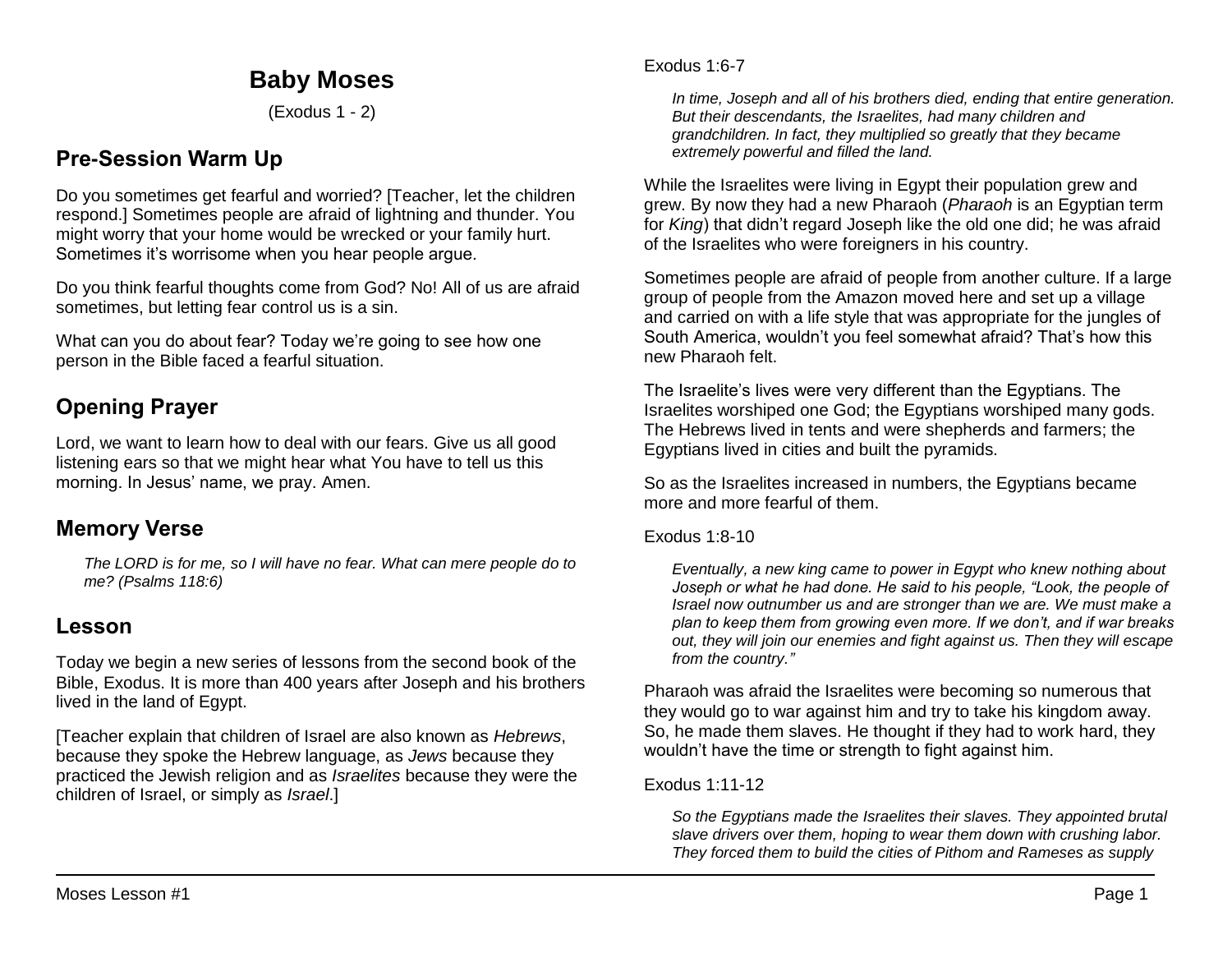# Baby Moses

(Exodus 1 - 2)

## Pre-Session Warm Up

Do you sometimes get fearful and worried? [Teacher, let the children respond.] Sometimes people are afraid of lightning and thunder. You might worry that your home would be wrecked or your family hurt. Sometimes it's worrisome when you hear people argue.

Do you think fearful thoughts come from God? No! All of us are afraid sometimes, but letting fear control us is a sin.

What can you do about fear? Today we're going to see how one person in the Bible faced a fearful situation.

## Opening Prayer

Lord, we want to learn how to deal with our fears. Give us all good listening ears so that we might hear what You have to tell us this morning. In Jesus' name, we pray. Amen.

## Memory Verse

> *The LORD is for me, so I will have no fear. What can mere people do to me? (Psalms 118:6)*

## Lesson

Today we begin a new series of lessons from the second book of the Bible, Exodus. It is more than 400 years after Joseph and his brothers lived in the land of Egypt.

[Teacher explain that children of Israel are also known as *Hebrews*, because they spoke the Hebrew language, as *Jews* because they practiced the Jewish religion and as *Israelites* because they were the children of Israel, or simply as *Israel*.]

Exodus 1:6-7

> *In time, Joseph and all of his brothers died, ending that entire generation. But their descendants, the Israelites, had many children and grandchildren. In fact, they multiplied so greatly that they became extremely powerful and filled the land.*

While the Israelites were living in Egypt their population grew and grew. By now they had a new Pharaoh (*Pharaoh* is an Egyptian term for *King*) that didn't regard Joseph like the old one did; he was afraid of the Israelites who were foreigners in his country.

Sometimes people are afraid of people from another culture. If a large group of people from the Amazon moved here and set up a village and carried on with a life style that was appropriate for the jungles of South America, wouldn't you feel somewhat afraid? That's how this new Pharaoh felt.

The Israelite's lives were very different than the Egyptians. The Israelites worshiped one God; the Egyptians worshiped many gods. The Hebrews lived in tents and were shepherds and farmers; the Egyptians lived in cities and built the pyramids.

So as the Israelites increased in numbers, the Egyptians became more and more fearful of them.

Exodus 1:8-10

> *Eventually, a new king came to power in Egypt who knew nothing about Joseph or what he had done. He said to his people, "Look, the people of Israel now outnumber us and are stronger than we are. We must make a plan to keep them from growing even more. If we don't, and if war breaks out, they will join our enemies and fight against us. Then they will escape from the country."*

Pharaoh was afraid the Israelites were becoming so numerous that they would go to war against him and try to take his kingdom away. So, he made them slaves. He thought if they had to work hard, they wouldn't have the time or strength to fight against him.

Exodus 1:11-12

> *So the Egyptians made the Israelites their slaves. They appointed brutal slave drivers over them, hoping to wear them down with crushing labor. They forced them to build the cities of Pithom and Rameses as supply*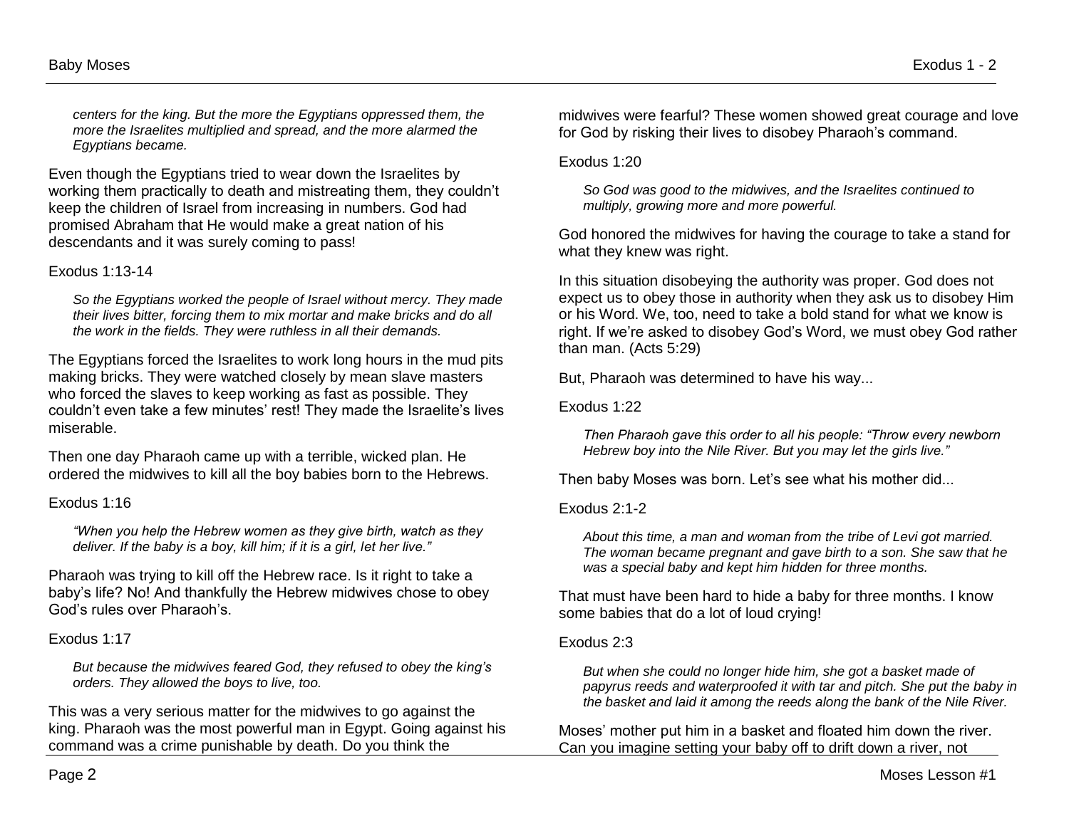*centers for the king. But the more the Egyptians oppressed them, the more the Israelites multiplied and spread, and the more alarmed the Egyptians became.*

Even though the Egyptians tried to wear down the Israelites by working them practically to death and mistreating them, they couldn't keep the children of Israel from increasing in numbers. God had promised Abraham that He would make a great nation of his descendants and it was surely coming to pass!

Exodus 1:13-14

> *So the Egyptians worked the people of Israel without mercy. They made their lives bitter, forcing them to mix mortar and make bricks and do all the work in the fields. They were ruthless in all their demands.*

The Egyptians forced the Israelites to work long hours in the mud pits making bricks. They were watched closely by mean slave masters who forced the slaves to keep working as fast as possible. They couldn't even take a few minutes' rest! They made the Israelite's lives miserable.

Then one day Pharaoh came up with a terrible, wicked plan. He ordered the midwives to kill all the boy babies born to the Hebrews.

Exodus 1:16

> *"When you help the Hebrew women as they give birth, watch as they deliver. If the baby is a boy, kill him; if it is a girl, let her live."*

Pharaoh was trying to kill off the Hebrew race. Is it right to take a baby's life? No! And thankfully the Hebrew midwives chose to obey God's rules over Pharaoh's.

Exodus 1:17

> *But because the midwives feared God, they refused to obey the king's orders. They allowed the boys to live, too.*

This was a very serious matter for the midwives to go against the king. Pharaoh was the most powerful man in Egypt. Going against his command was a crime punishable by death. Do you think the midwives were fearful? These women showed great courage and love for God by risking their lives to disobey Pharaoh's command.

Exodus 1:20

> *So God was good to the midwives, and the Israelites continued to multiply, growing more and more powerful.*

God honored the midwives for having the courage to take a stand for what they knew was right.

In this situation disobeying the authority was proper. God does not expect us to obey those in authority when they ask us to disobey Him or his Word. We, too, need to take a bold stand for what we know is right. If we're asked to disobey God's Word, we must obey God rather than man. (Acts 5:29)

But, Pharaoh was determined to have his way...

Exodus 1:22

> *Then Pharaoh gave this order to all his people: "Throw every newborn Hebrew boy into the Nile River. But you may let the girls live."*

Then baby Moses was born. Let's see what his mother did...

Exodus 2:1-2

> *About this time, a man and woman from the tribe of Levi got married. The woman became pregnant and gave birth to a son. She saw that he was a special baby and kept him hidden for three months.*

That must have been hard to hide a baby for three months. I know some babies that do a lot of loud crying!

Exodus 2:3

> *But when she could no longer hide him, she got a basket made of papyrus reeds and waterproofed it with tar and pitch. She put the baby in the basket and laid it among the reeds along the bank of the Nile River.*

Moses' mother put him in a basket and floated him down the river. Can you imagine setting your baby off to drift down a river, not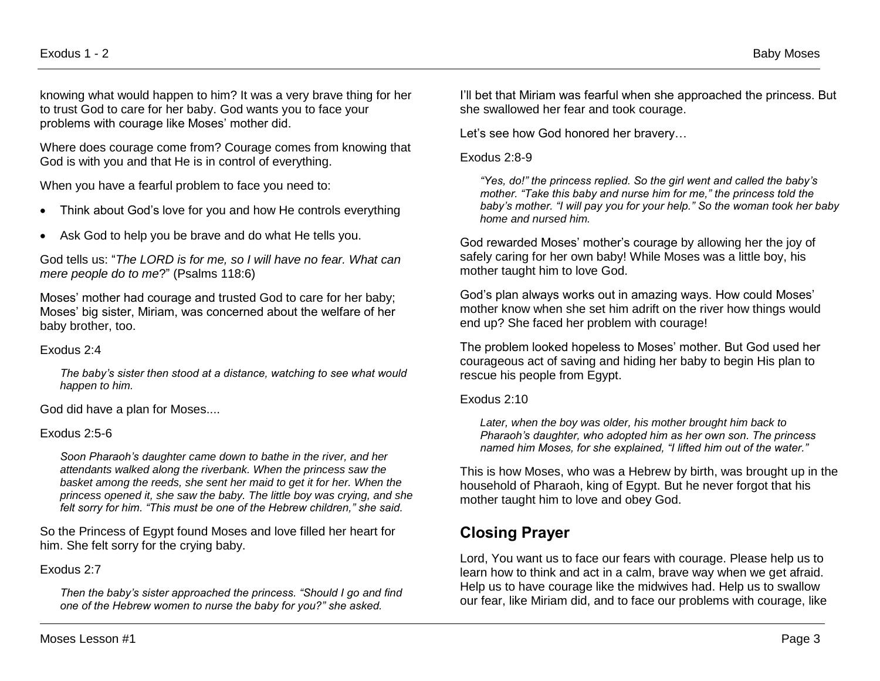knowing what would happen to him? It was a very brave thing for her to trust God to care for her baby. God wants you to face your problems with courage like Moses' mother did.

Where does courage come from? Courage comes from knowing that God is with you and that He is in control of everything.

When you have a fearful problem to face you need to:

- Think about God's love for you and how He controls everything
- Ask God to help you be brave and do what He tells you.

God tells us: "*The LORD is for me, so I will have no fear. What can mere people do to me*?" (Psalms 118:6)

Moses' mother had courage and trusted God to care for her baby; Moses' big sister, Miriam, was concerned about the welfare of her baby brother, too.

Exodus 2:4

> *The baby's sister then stood at a distance, watching to see what would happen to him.*

God did have a plan for Moses....

Exodus 2:5-6

> *Soon Pharaoh's daughter came down to bathe in the river, and her attendants walked along the riverbank. When the princess saw the basket among the reeds, she sent her maid to get it for her. When the princess opened it, she saw the baby. The little boy was crying, and she felt sorry for him. "This must be one of the Hebrew children," she said.*

So the Princess of Egypt found Moses and love filled her heart for him. She felt sorry for the crying baby.

Exodus 2:7

> *Then the baby's sister approached the princess. "Should I go and find one of the Hebrew women to nurse the baby for you?" she asked.*

I'll bet that Miriam was fearful when she approached the princess. But she swallowed her fear and took courage.

Let's see how God honored her bravery…

Exodus 2:8-9

> *"Yes, do!" the princess replied. So the girl went and called the baby's mother. "Take this baby and nurse him for me," the princess told the baby's mother. "I will pay you for your help." So the woman took her baby home and nursed him.*

God rewarded Moses' mother's courage by allowing her the joy of safely caring for her own baby! While Moses was a little boy, his mother taught him to love God.

God's plan always works out in amazing ways. How could Moses' mother know when she set him adrift on the river how things would end up? She faced her problem with courage!

The problem looked hopeless to Moses' mother. But God used her courageous act of saving and hiding her baby to begin His plan to rescue his people from Egypt.

Exodus 2:10

> *Later, when the boy was older, his mother brought him back to Pharaoh's daughter, who adopted him as her own son. The princess named him Moses, for she explained, "I lifted him out of the water."*

This is how Moses, who was a Hebrew by birth, was brought up in the household of Pharaoh, king of Egypt. But he never forgot that his mother taught him to love and obey God.

## Closing Prayer

Lord, You want us to face our fears with courage. Please help us to learn how to think and act in a calm, brave way when we get afraid. Help us to have courage like the midwives had. Help us to swallow our fear, like Miriam did, and to face our problems with courage, like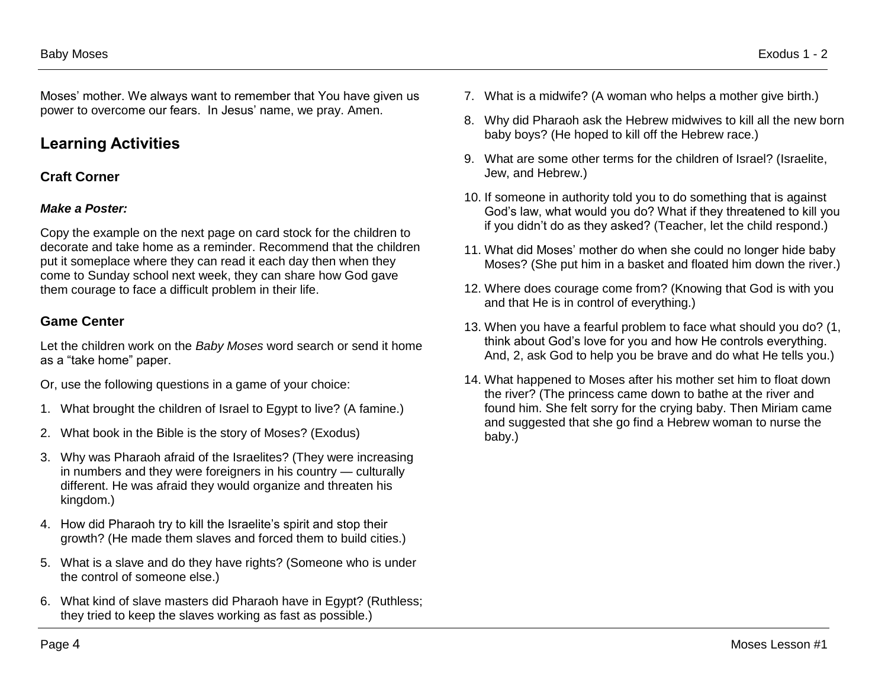Moses' mother. We always want to remember that You have given us power to overcome our fears. In Jesus' name, we pray. Amen.

## Learning Activities

### Craft Corner

***Make a Poster:***

Copy the example on the next page on card stock for the children to decorate and take home as a reminder. Recommend that the children put it someplace where they can read it each day then when they come to Sunday school next week, they can share how God gave them courage to face a difficult problem in their life.

### Game Center

Let the children work on the *Baby Moses* word search or send it home as a "take home" paper.

Or, use the following questions in a game of your choice:

1. What brought the children of Israel to Egypt to live? (A famine.)
2. What book in the Bible is the story of Moses? (Exodus)
3. Why was Pharaoh afraid of the Israelites? (They were increasing in numbers and they were foreigners in his country — culturally different. He was afraid they would organize and threaten his kingdom.)
4. How did Pharaoh try to kill the Israelite's spirit and stop their growth? (He made them slaves and forced them to build cities.)
5. What is a slave and do they have rights? (Someone who is under the control of someone else.)
6. What kind of slave masters did Pharaoh have in Egypt? (Ruthless; they tried to keep the slaves working as fast as possible.)
7. What is a midwife? (A woman who helps a mother give birth.)
8. Why did Pharaoh ask the Hebrew midwives to kill all the new born baby boys? (He hoped to kill off the Hebrew race.)
9. What are some other terms for the children of Israel? (Israelite, Jew, and Hebrew.)
10. If someone in authority told you to do something that is against God's law, what would you do? What if they threatened to kill you if you didn't do as they asked? (Teacher, let the child respond.)
11. What did Moses' mother do when she could no longer hide baby Moses? (She put him in a basket and floated him down the river.)
12. Where does courage come from? (Knowing that God is with you and that He is in control of everything.)
13. When you have a fearful problem to face what should you do? (1, think about God's love for you and how He controls everything. And, 2, ask God to help you be brave and do what He tells you.)
14. What happened to Moses after his mother set him to float down the river? (The princess came down to bathe at the river and found him. She felt sorry for the crying baby. Then Miriam came and suggested that she go find a Hebrew woman to nurse the baby.)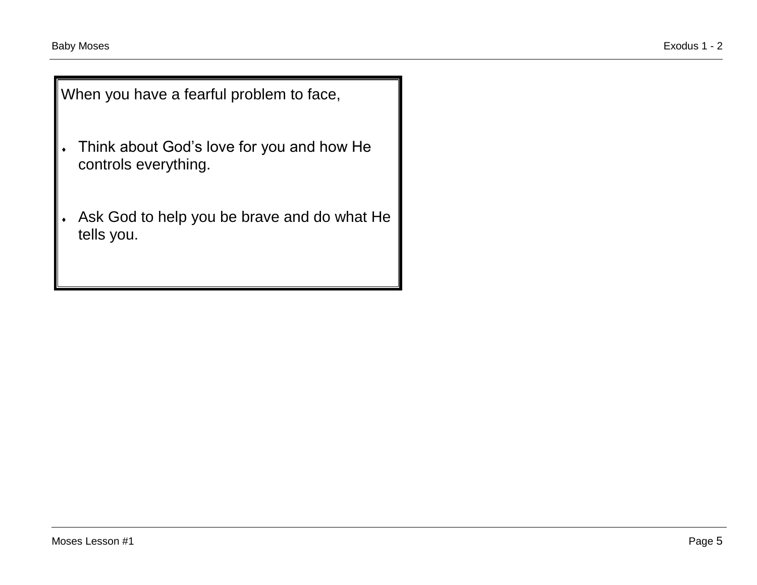When you have a fearful problem to face,

- Think about God’s love for you and how He controls everything.

- Ask God to help you be brave and do what He tells you.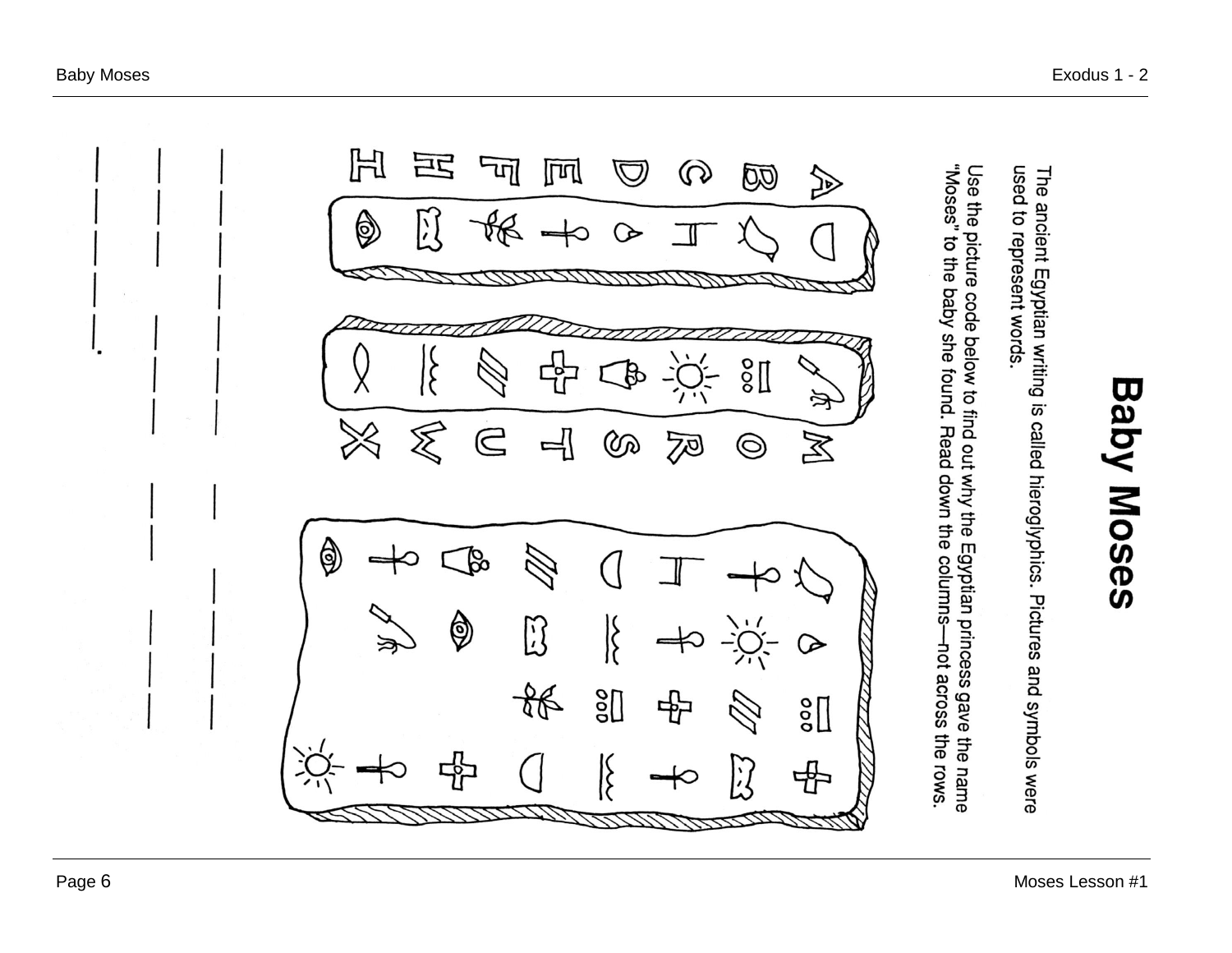# Baby Moses

The ancient Egyptian writing is called hieroglyphics. Pictures and symbols were used to represent words.

Use the picture code below to find out why the Egyptian princess gave the name "Moses" to the baby she found. Read down the columns—not across the rows.

A B C D E F G H

M O R S T U W X

___ ___ ___ ___ ___ ___ ___ ___

___ ___ ___ ___ ___ ___ ___ ___

___ ___ ___ ___ ___ ___.